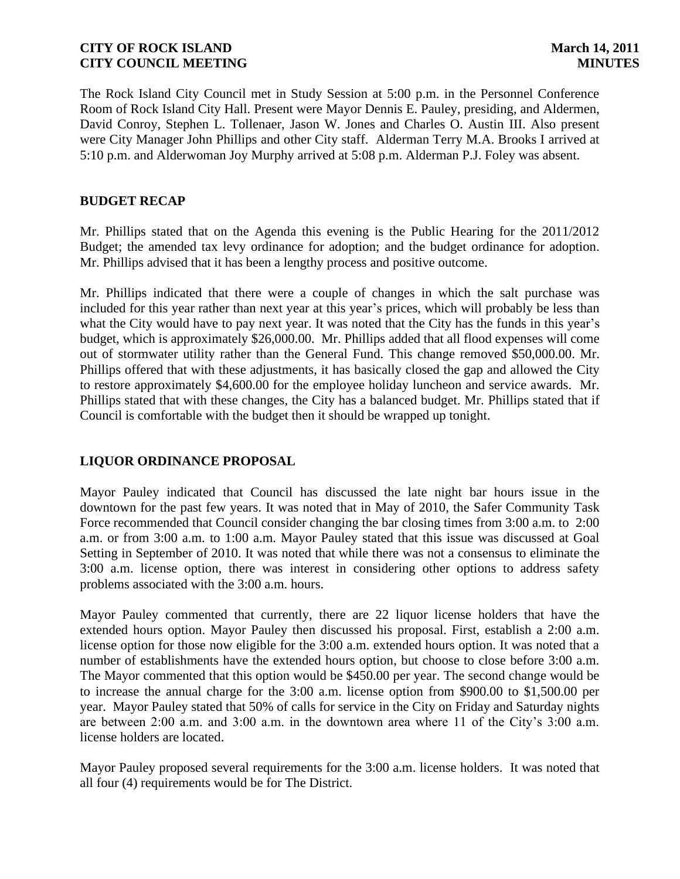The Rock Island City Council met in Study Session at 5:00 p.m. in the Personnel Conference Room of Rock Island City Hall. Present were Mayor Dennis E. Pauley, presiding, and Aldermen, David Conroy, Stephen L. Tollenaer, Jason W. Jones and Charles O. Austin III. Also present were City Manager John Phillips and other City staff. Alderman Terry M.A. Brooks I arrived at 5:10 p.m. and Alderwoman Joy Murphy arrived at 5:08 p.m. Alderman P.J. Foley was absent.

## BUDGET RECAP

Mr. Phillips stated that on the Agenda this evening is the Public Hearing for the 2011/2012 Budget; the amended tax levy ordinance for adoption; and the budget ordinance for adoption. Mr. Phillips advised that it has been a lengthy process and positive outcome.

Mr. Phillips indicated that there were a couple of changes in which the salt purchase was included for this year rather than next year at this year's prices, which will probably be less than what the City would have to pay next year. It was noted that the City has the funds in this year's budget, which is approximately $26,000.00. Mr. Phillips added that all flood expenses will come out of stormwater utility rather than the General Fund. This change removed $50,000.00. Mr. Phillips offered that with these adjustments, it has basically closed the gap and allowed the City to restore approximately $4,600.00 for the employee holiday luncheon and service awards. Mr. Phillips stated that with these changes, the City has a balanced budget. Mr. Phillips stated that if Council is comfortable with the budget then it should be wrapped up tonight.

## LIQUOR ORDINANCE PROPOSAL

Mayor Pauley indicated that Council has discussed the late night bar hours issue in the downtown for the past few years. It was noted that in May of 2010, the Safer Community Task Force recommended that Council consider changing the bar closing times from 3:00 a.m. to 2:00 a.m. or from 3:00 a.m. to 1:00 a.m. Mayor Pauley stated that this issue was discussed at Goal Setting in September of 2010. It was noted that while there was not a consensus to eliminate the 3:00 a.m. license option, there was interest in considering other options to address safety problems associated with the 3:00 a.m. hours.

Mayor Pauley commented that currently, there are 22 liquor license holders that have the extended hours option. Mayor Pauley then discussed his proposal. First, establish a 2:00 a.m. license option for those now eligible for the 3:00 a.m. extended hours option. It was noted that a number of establishments have the extended hours option, but choose to close before 3:00 a.m. The Mayor commented that this option would be $450.00 per year. The second change would be to increase the annual charge for the 3:00 a.m. license option from $900.00 to $1,500.00 per year. Mayor Pauley stated that 50% of calls for service in the City on Friday and Saturday nights are between 2:00 a.m. and 3:00 a.m. in the downtown area where 11 of the City's 3:00 a.m. license holders are located.

Mayor Pauley proposed several requirements for the 3:00 a.m. license holders. It was noted that all four (4) requirements would be for The District.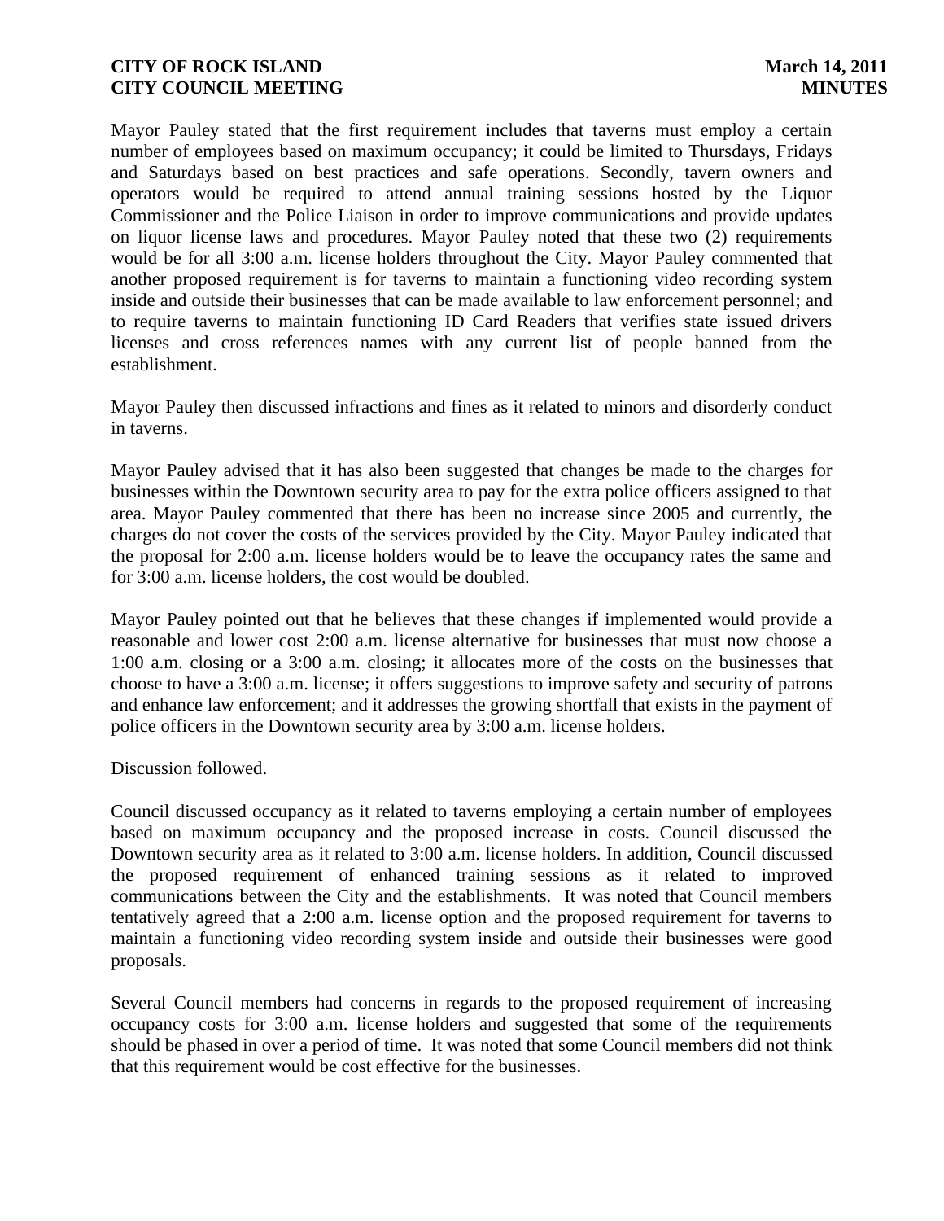Mayor Pauley stated that the first requirement includes that taverns must employ a certain number of employees based on maximum occupancy; it could be limited to Thursdays, Fridays and Saturdays based on best practices and safe operations. Secondly, tavern owners and operators would be required to attend annual training sessions hosted by the Liquor Commissioner and the Police Liaison in order to improve communications and provide updates on liquor license laws and procedures. Mayor Pauley noted that these two (2) requirements would be for all 3:00 a.m. license holders throughout the City. Mayor Pauley commented that another proposed requirement is for taverns to maintain a functioning video recording system inside and outside their businesses that can be made available to law enforcement personnel; and to require taverns to maintain functioning ID Card Readers that verifies state issued drivers licenses and cross references names with any current list of people banned from the establishment.

Mayor Pauley then discussed infractions and fines as it related to minors and disorderly conduct in taverns.

Mayor Pauley advised that it has also been suggested that changes be made to the charges for businesses within the Downtown security area to pay for the extra police officers assigned to that area. Mayor Pauley commented that there has been no increase since 2005 and currently, the charges do not cover the costs of the services provided by the City. Mayor Pauley indicated that the proposal for 2:00 a.m. license holders would be to leave the occupancy rates the same and for 3:00 a.m. license holders, the cost would be doubled.

Mayor Pauley pointed out that he believes that these changes if implemented would provide a reasonable and lower cost 2:00 a.m. license alternative for businesses that must now choose a 1:00 a.m. closing or a 3:00 a.m. closing; it allocates more of the costs on the businesses that choose to have a 3:00 a.m. license; it offers suggestions to improve safety and security of patrons and enhance law enforcement; and it addresses the growing shortfall that exists in the payment of police officers in the Downtown security area by 3:00 a.m. license holders.

Discussion followed.

Council discussed occupancy as it related to taverns employing a certain number of employees based on maximum occupancy and the proposed increase in costs. Council discussed the Downtown security area as it related to 3:00 a.m. license holders. In addition, Council discussed the proposed requirement of enhanced training sessions as it related to improved communications between the City and the establishments. It was noted that Council members tentatively agreed that a 2:00 a.m. license option and the proposed requirement for taverns to maintain a functioning video recording system inside and outside their businesses were good proposals.

Several Council members had concerns in regards to the proposed requirement of increasing occupancy costs for 3:00 a.m. license holders and suggested that some of the requirements should be phased in over a period of time. It was noted that some Council members did not think that this requirement would be cost effective for the businesses.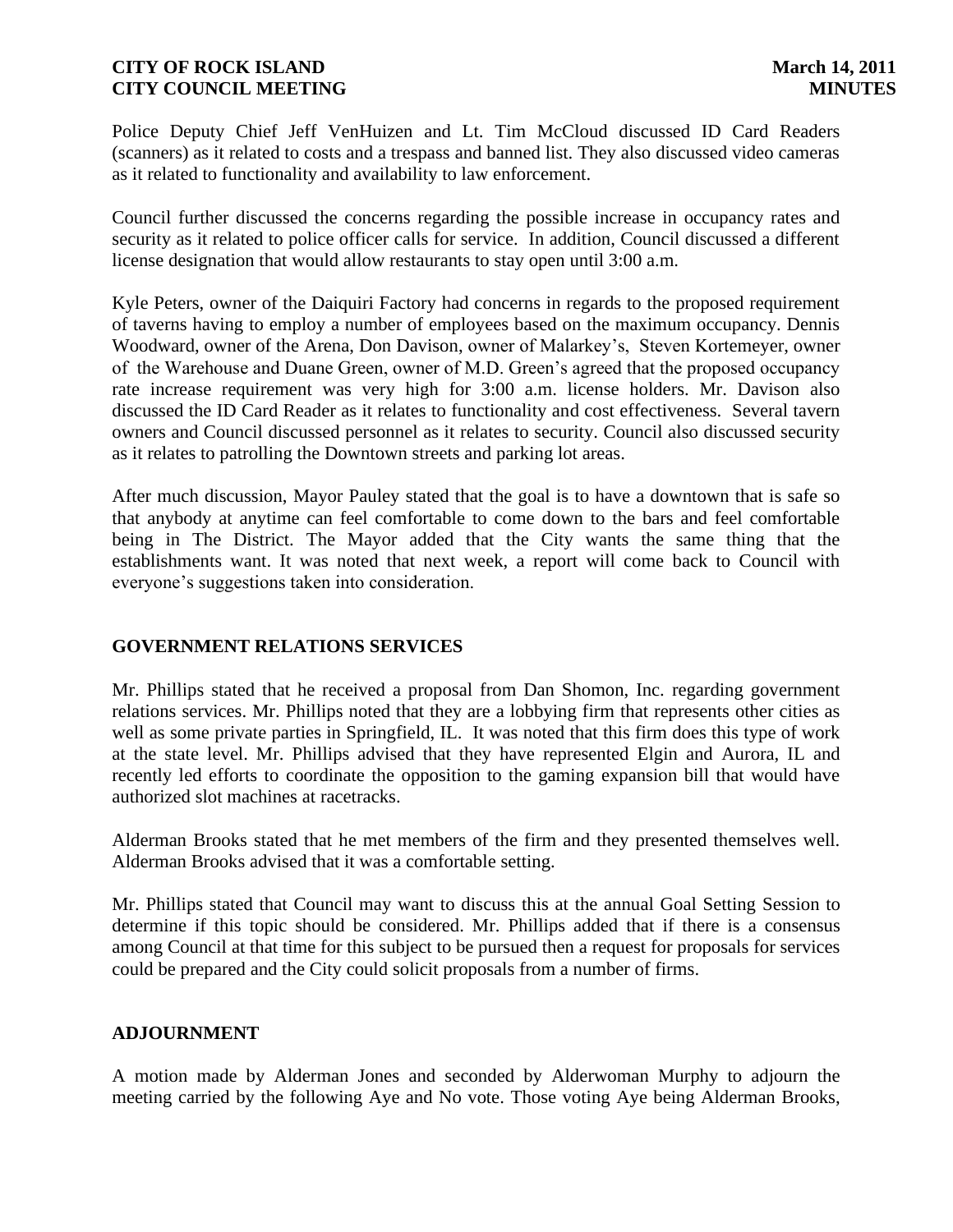Police Deputy Chief Jeff VenHuizen and Lt. Tim McCloud discussed ID Card Readers (scanners) as it related to costs and a trespass and banned list. They also discussed video cameras as it related to functionality and availability to law enforcement.

Council further discussed the concerns regarding the possible increase in occupancy rates and security as it related to police officer calls for service. In addition, Council discussed a different license designation that would allow restaurants to stay open until 3:00 a.m.

Kyle Peters, owner of the Daiquiri Factory had concerns in regards to the proposed requirement of taverns having to employ a number of employees based on the maximum occupancy. Dennis Woodward, owner of the Arena, Don Davison, owner of Malarkey's, Steven Kortemeyer, owner of the Warehouse and Duane Green, owner of M.D. Green's agreed that the proposed occupancy rate increase requirement was very high for 3:00 a.m. license holders. Mr. Davison also discussed the ID Card Reader as it relates to functionality and cost effectiveness. Several tavern owners and Council discussed personnel as it relates to security. Council also discussed security as it relates to patrolling the Downtown streets and parking lot areas.

After much discussion, Mayor Pauley stated that the goal is to have a downtown that is safe so that anybody at anytime can feel comfortable to come down to the bars and feel comfortable being in The District. The Mayor added that the City wants the same thing that the establishments want. It was noted that next week, a report will come back to Council with everyone's suggestions taken into consideration.

## GOVERNMENT RELATIONS SERVICES

Mr. Phillips stated that he received a proposal from Dan Shomon, Inc. regarding government relations services. Mr. Phillips noted that they are a lobbying firm that represents other cities as well as some private parties in Springfield, IL. It was noted that this firm does this type of work at the state level. Mr. Phillips advised that they have represented Elgin and Aurora, IL and recently led efforts to coordinate the opposition to the gaming expansion bill that would have authorized slot machines at racetracks.

Alderman Brooks stated that he met members of the firm and they presented themselves well. Alderman Brooks advised that it was a comfortable setting.

Mr. Phillips stated that Council may want to discuss this at the annual Goal Setting Session to determine if this topic should be considered. Mr. Phillips added that if there is a consensus among Council at that time for this subject to be pursued then a request for proposals for services could be prepared and the City could solicit proposals from a number of firms.

## ADJOURNMENT

A motion made by Alderman Jones and seconded by Alderwoman Murphy to adjourn the meeting carried by the following Aye and No vote. Those voting Aye being Alderman Brooks,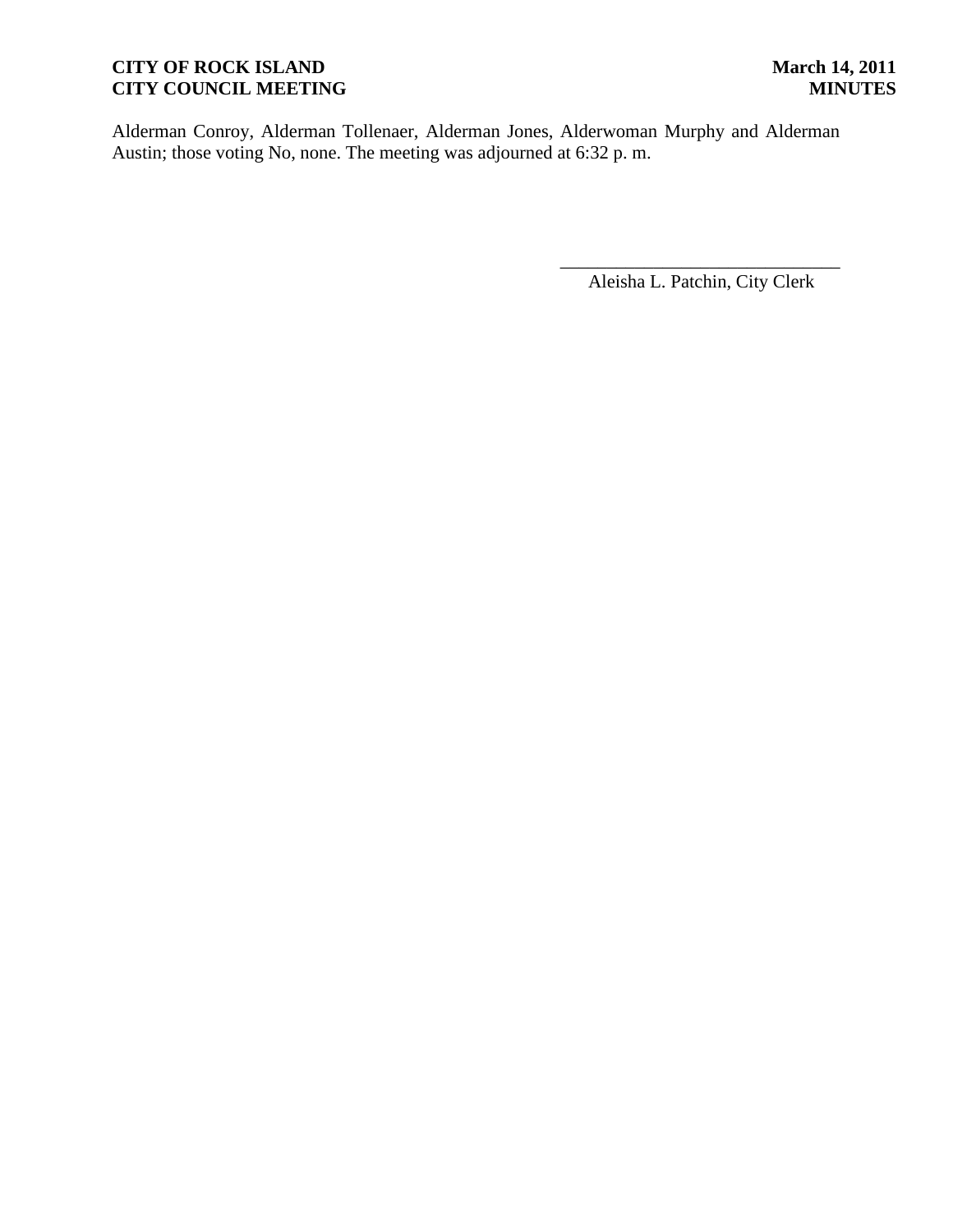Alderman Conroy, Alderman Tollenaer, Alderman Jones, Alderwoman Murphy and Alderman Austin; those voting No, none. The meeting was adjourned at 6:32 p. m.

\_\_\_\_\_\_\_\_\_\_\_\_\_\_\_\_\_\_\_\_\_\_\_\_\_\_\_\_\_\_

Aleisha L. Patchin, City Clerk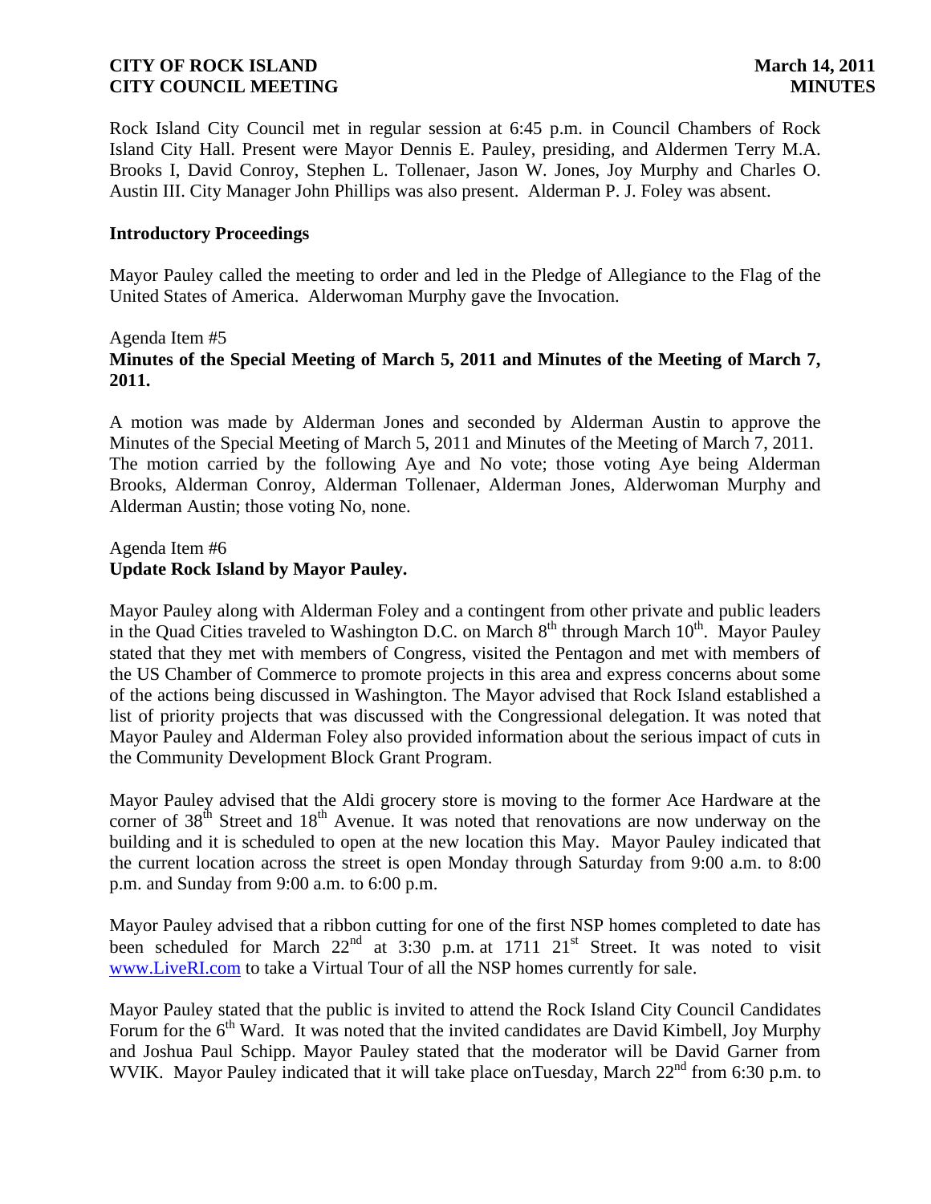Rock Island City Council met in regular session at 6:45 p.m. in Council Chambers of Rock Island City Hall. Present were Mayor Dennis E. Pauley, presiding, and Aldermen Terry M.A. Brooks I, David Conroy, Stephen L. Tollenaer, Jason W. Jones, Joy Murphy and Charles O. Austin III. City Manager John Phillips was also present. Alderman P. J. Foley was absent.

**Introductory Proceedings**

Mayor Pauley called the meeting to order and led in the Pledge of Allegiance to the Flag of the United States of America. Alderwoman Murphy gave the Invocation.

Agenda Item #5
**Minutes of the Special Meeting of March 5, 2011 and Minutes of the Meeting of March 7, 2011.**

A motion was made by Alderman Jones and seconded by Alderman Austin to approve the Minutes of the Special Meeting of March 5, 2011 and Minutes of the Meeting of March 7, 2011. The motion carried by the following Aye and No vote; those voting Aye being Alderman Brooks, Alderman Conroy, Alderman Tollenaer, Alderman Jones, Alderwoman Murphy and Alderman Austin; those voting No, none.

Agenda Item #6
**Update Rock Island by Mayor Pauley.**

Mayor Pauley along with Alderman Foley and a contingent from other private and public leaders in the Quad Cities traveled to Washington D.C. on March 8th through March 10th. Mayor Pauley stated that they met with members of Congress, visited the Pentagon and met with members of the US Chamber of Commerce to promote projects in this area and express concerns about some of the actions being discussed in Washington. The Mayor advised that Rock Island established a list of priority projects that was discussed with the Congressional delegation. It was noted that Mayor Pauley and Alderman Foley also provided information about the serious impact of cuts in the Community Development Block Grant Program.

Mayor Pauley advised that the Aldi grocery store is moving to the former Ace Hardware at the corner of 38th Street and 18th Avenue. It was noted that renovations are now underway on the building and it is scheduled to open at the new location this May. Mayor Pauley indicated that the current location across the street is open Monday through Saturday from 9:00 a.m. to 8:00 p.m. and Sunday from 9:00 a.m. to 6:00 p.m.

Mayor Pauley advised that a ribbon cutting for one of the first NSP homes completed to date has been scheduled for March 22nd at 3:30 p.m. at 1711 21st Street. It was noted to visit www.LiveRI.com to take a Virtual Tour of all the NSP homes currently for sale.

Mayor Pauley stated that the public is invited to attend the Rock Island City Council Candidates Forum for the 6th Ward. It was noted that the invited candidates are David Kimbell, Joy Murphy and Joshua Paul Schipp. Mayor Pauley stated that the moderator will be David Garner from WVIK. Mayor Pauley indicated that it will take place onTuesday, March 22nd from 6:30 p.m. to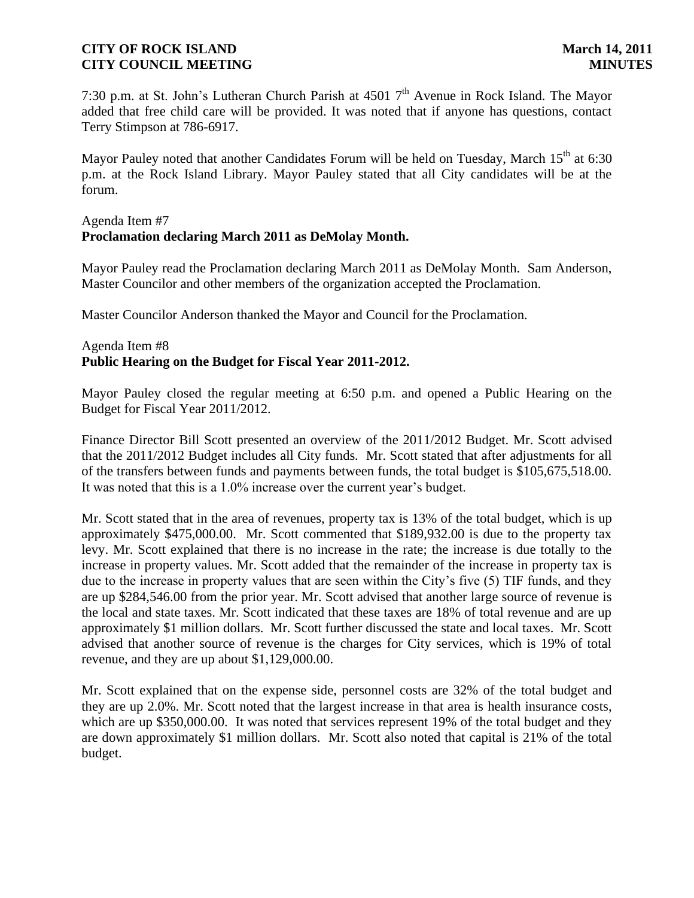7:30 p.m. at St. John's Lutheran Church Parish at 4501 7th Avenue in Rock Island. The Mayor added that free child care will be provided. It was noted that if anyone has questions, contact Terry Stimpson at 786-6917.

Mayor Pauley noted that another Candidates Forum will be held on Tuesday, March 15th at 6:30 p.m. at the Rock Island Library. Mayor Pauley stated that all City candidates will be at the forum.

Agenda Item #7
**Proclamation declaring March 2011 as DeMolay Month.**

Mayor Pauley read the Proclamation declaring March 2011 as DeMolay Month. Sam Anderson, Master Councilor and other members of the organization accepted the Proclamation.

Master Councilor Anderson thanked the Mayor and Council for the Proclamation.

Agenda Item #8
**Public Hearing on the Budget for Fiscal Year 2011-2012.**

Mayor Pauley closed the regular meeting at 6:50 p.m. and opened a Public Hearing on the Budget for Fiscal Year 2011/2012.

Finance Director Bill Scott presented an overview of the 2011/2012 Budget. Mr. Scott advised that the 2011/2012 Budget includes all City funds. Mr. Scott stated that after adjustments for all of the transfers between funds and payments between funds, the total budget is $105,675,518.00. It was noted that this is a 1.0% increase over the current year's budget.

Mr. Scott stated that in the area of revenues, property tax is 13% of the total budget, which is up approximately $475,000.00. Mr. Scott commented that $189,932.00 is due to the property tax levy. Mr. Scott explained that there is no increase in the rate; the increase is due totally to the increase in property values. Mr. Scott added that the remainder of the increase in property tax is due to the increase in property values that are seen within the City's five (5) TIF funds, and they are up $284,546.00 from the prior year. Mr. Scott advised that another large source of revenue is the local and state taxes. Mr. Scott indicated that these taxes are 18% of total revenue and are up approximately $1 million dollars. Mr. Scott further discussed the state and local taxes. Mr. Scott advised that another source of revenue is the charges for City services, which is 19% of total revenue, and they are up about $1,129,000.00.

Mr. Scott explained that on the expense side, personnel costs are 32% of the total budget and they are up 2.0%. Mr. Scott noted that the largest increase in that area is health insurance costs, which are up $350,000.00. It was noted that services represent 19% of the total budget and they are down approximately $1 million dollars. Mr. Scott also noted that capital is 21% of the total budget.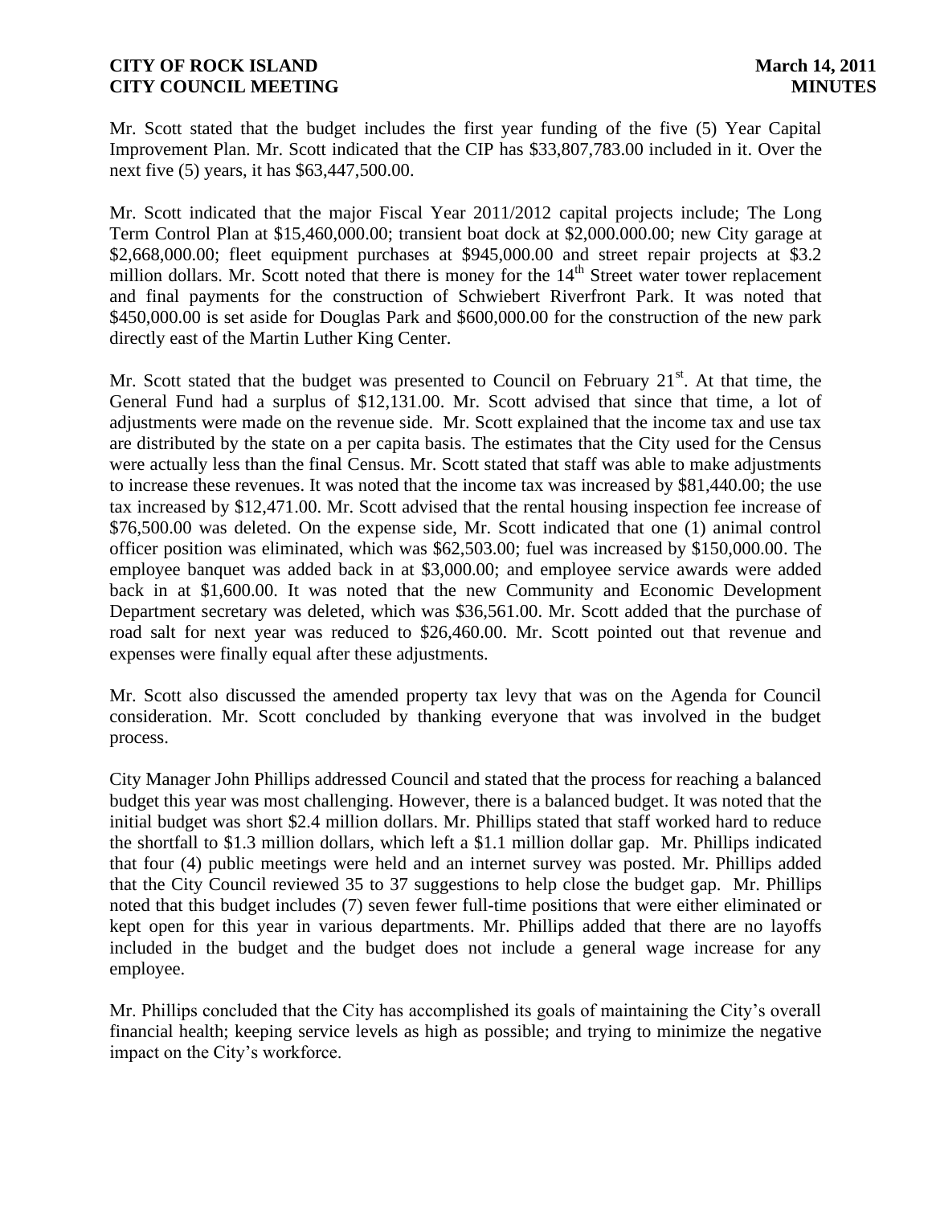Mr. Scott stated that the budget includes the first year funding of the five (5) Year Capital Improvement Plan. Mr. Scott indicated that the CIP has $33,807,783.00 included in it. Over the next five (5) years, it has $63,447,500.00.

Mr. Scott indicated that the major Fiscal Year 2011/2012 capital projects include; The Long Term Control Plan at $15,460,000.00; transient boat dock at $2,000.000.00; new City garage at $2,668,000.00; fleet equipment purchases at $945,000.00 and street repair projects at $3.2 million dollars. Mr. Scott noted that there is money for the 14th Street water tower replacement and final payments for the construction of Schwiebert Riverfront Park. It was noted that $450,000.00 is set aside for Douglas Park and $600,000.00 for the construction of the new park directly east of the Martin Luther King Center.

Mr. Scott stated that the budget was presented to Council on February 21st. At that time, the General Fund had a surplus of $12,131.00. Mr. Scott advised that since that time, a lot of adjustments were made on the revenue side. Mr. Scott explained that the income tax and use tax are distributed by the state on a per capita basis. The estimates that the City used for the Census were actually less than the final Census. Mr. Scott stated that staff was able to make adjustments to increase these revenues. It was noted that the income tax was increased by $81,440.00; the use tax increased by $12,471.00. Mr. Scott advised that the rental housing inspection fee increase of $76,500.00 was deleted. On the expense side, Mr. Scott indicated that one (1) animal control officer position was eliminated, which was $62,503.00; fuel was increased by $150,000.00. The employee banquet was added back in at $3,000.00; and employee service awards were added back in at $1,600.00. It was noted that the new Community and Economic Development Department secretary was deleted, which was $36,561.00. Mr. Scott added that the purchase of road salt for next year was reduced to $26,460.00. Mr. Scott pointed out that revenue and expenses were finally equal after these adjustments.

Mr. Scott also discussed the amended property tax levy that was on the Agenda for Council consideration. Mr. Scott concluded by thanking everyone that was involved in the budget process.

City Manager John Phillips addressed Council and stated that the process for reaching a balanced budget this year was most challenging. However, there is a balanced budget. It was noted that the initial budget was short $2.4 million dollars. Mr. Phillips stated that staff worked hard to reduce the shortfall to $1.3 million dollars, which left a $1.1 million dollar gap. Mr. Phillips indicated that four (4) public meetings were held and an internet survey was posted. Mr. Phillips added that the City Council reviewed 35 to 37 suggestions to help close the budget gap. Mr. Phillips noted that this budget includes (7) seven fewer full-time positions that were either eliminated or kept open for this year in various departments. Mr. Phillips added that there are no layoffs included in the budget and the budget does not include a general wage increase for any employee.

Mr. Phillips concluded that the City has accomplished its goals of maintaining the City's overall financial health; keeping service levels as high as possible; and trying to minimize the negative impact on the City's workforce.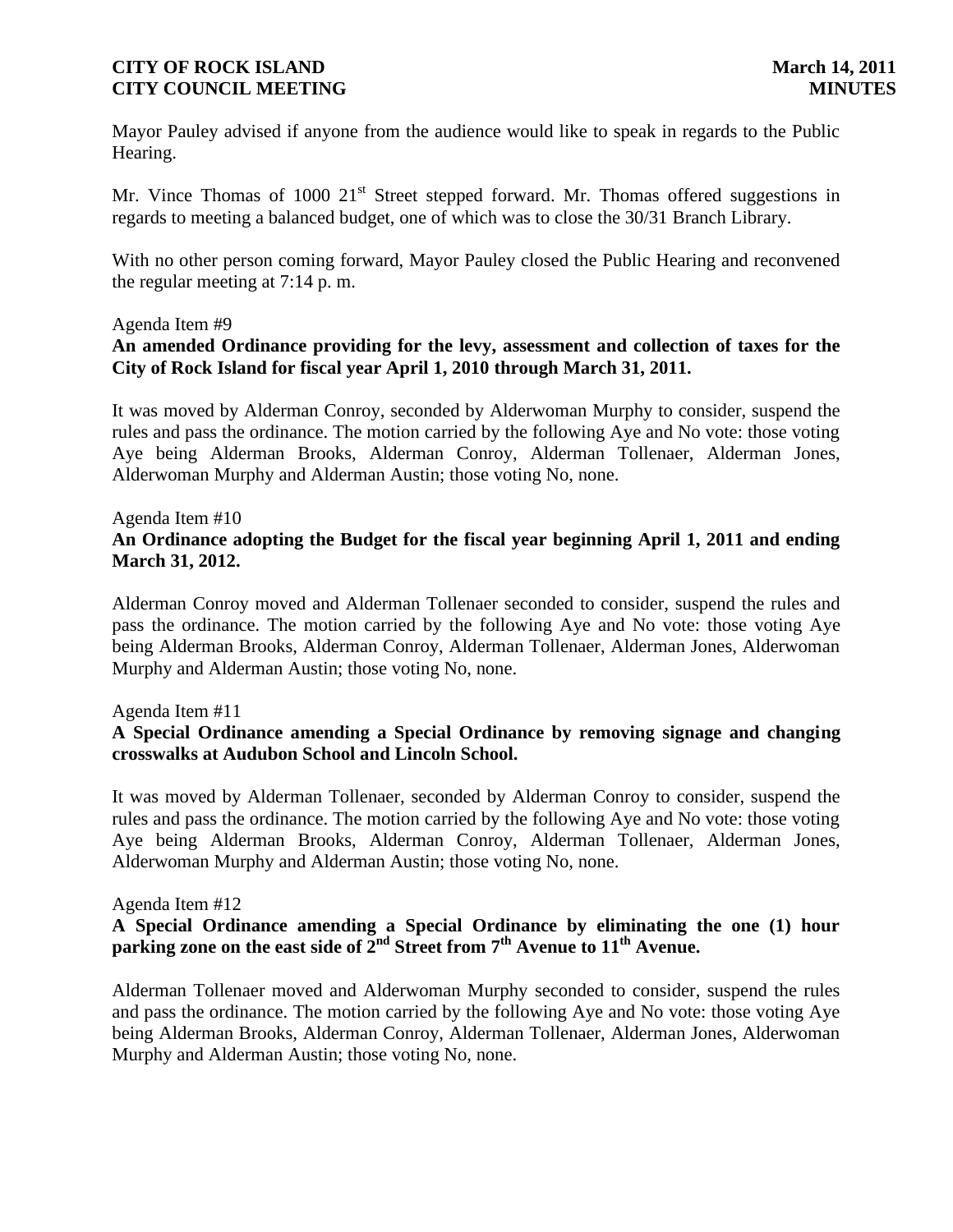Mayor Pauley advised if anyone from the audience would like to speak in regards to the Public Hearing.

Mr. Vince Thomas of 1000 21st Street stepped forward. Mr. Thomas offered suggestions in regards to meeting a balanced budget, one of which was to close the 30/31 Branch Library.

With no other person coming forward, Mayor Pauley closed the Public Hearing and reconvened the regular meeting at 7:14 p. m.

Agenda Item #9

**An amended Ordinance providing for the levy, assessment and collection of taxes for the City of Rock Island for fiscal year April 1, 2010 through March 31, 2011.**

It was moved by Alderman Conroy, seconded by Alderwoman Murphy to consider, suspend the rules and pass the ordinance. The motion carried by the following Aye and No vote: those voting Aye being Alderman Brooks, Alderman Conroy, Alderman Tollenaer, Alderman Jones, Alderwoman Murphy and Alderman Austin; those voting No, none.

Agenda Item #10

**An Ordinance adopting the Budget for the fiscal year beginning April 1, 2011 and ending March 31, 2012.**

Alderman Conroy moved and Alderman Tollenaer seconded to consider, suspend the rules and pass the ordinance. The motion carried by the following Aye and No vote: those voting Aye being Alderman Brooks, Alderman Conroy, Alderman Tollenaer, Alderman Jones, Alderwoman Murphy and Alderman Austin; those voting No, none.

Agenda Item #11

**A Special Ordinance amending a Special Ordinance by removing signage and changing crosswalks at Audubon School and Lincoln School.**

It was moved by Alderman Tollenaer, seconded by Alderman Conroy to consider, suspend the rules and pass the ordinance. The motion carried by the following Aye and No vote: those voting Aye being Alderman Brooks, Alderman Conroy, Alderman Tollenaer, Alderman Jones, Alderwoman Murphy and Alderman Austin; those voting No, none.

Agenda Item #12

**A Special Ordinance amending a Special Ordinance by eliminating the one (1) hour parking zone on the east side of 2nd Street from 7th Avenue to 11th Avenue.**

Alderman Tollenaer moved and Alderwoman Murphy seconded to consider, suspend the rules and pass the ordinance. The motion carried by the following Aye and No vote: those voting Aye being Alderman Brooks, Alderman Conroy, Alderman Tollenaer, Alderman Jones, Alderwoman Murphy and Alderman Austin; those voting No, none.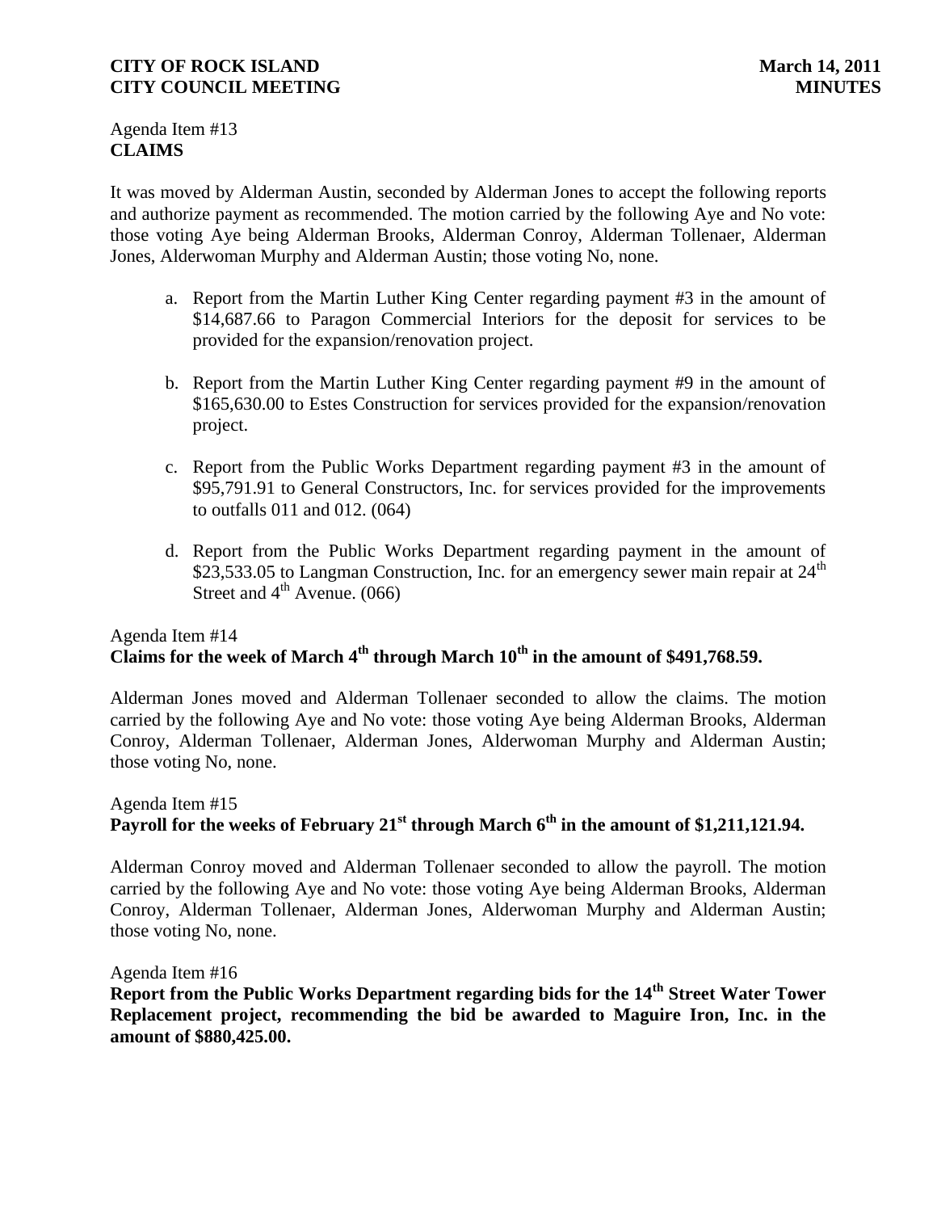Agenda Item #13
**CLAIMS**

It was moved by Alderman Austin, seconded by Alderman Jones to accept the following reports and authorize payment as recommended. The motion carried by the following Aye and No vote: those voting Aye being Alderman Brooks, Alderman Conroy, Alderman Tollenaer, Alderman Jones, Alderwoman Murphy and Alderman Austin; those voting No, none.

a. Report from the Martin Luther King Center regarding payment #3 in the amount of $14,687.66 to Paragon Commercial Interiors for the deposit for services to be provided for the expansion/renovation project.

b. Report from the Martin Luther King Center regarding payment #9 in the amount of $165,630.00 to Estes Construction for services provided for the expansion/renovation project.

c. Report from the Public Works Department regarding payment #3 in the amount of $95,791.91 to General Constructors, Inc. for services provided for the improvements to outfalls 011 and 012. (064)

d. Report from the Public Works Department regarding payment in the amount of $23,533.05 to Langman Construction, Inc. for an emergency sewer main repair at 24th Street and 4th Avenue. (066)

Agenda Item #14
**Claims for the week of March 4th through March 10th in the amount of $491,768.59.**

Alderman Jones moved and Alderman Tollenaer seconded to allow the claims. The motion carried by the following Aye and No vote: those voting Aye being Alderman Brooks, Alderman Conroy, Alderman Tollenaer, Alderman Jones, Alderwoman Murphy and Alderman Austin; those voting No, none.

Agenda Item #15
**Payroll for the weeks of February 21st through March 6th in the amount of $1,211,121.94.**

Alderman Conroy moved and Alderman Tollenaer seconded to allow the payroll. The motion carried by the following Aye and No vote: those voting Aye being Alderman Brooks, Alderman Conroy, Alderman Tollenaer, Alderman Jones, Alderwoman Murphy and Alderman Austin; those voting No, none.

Agenda Item #16
**Report from the Public Works Department regarding bids for the 14th Street Water Tower Replacement project, recommending the bid be awarded to Maguire Iron, Inc. in the amount of $880,425.00.**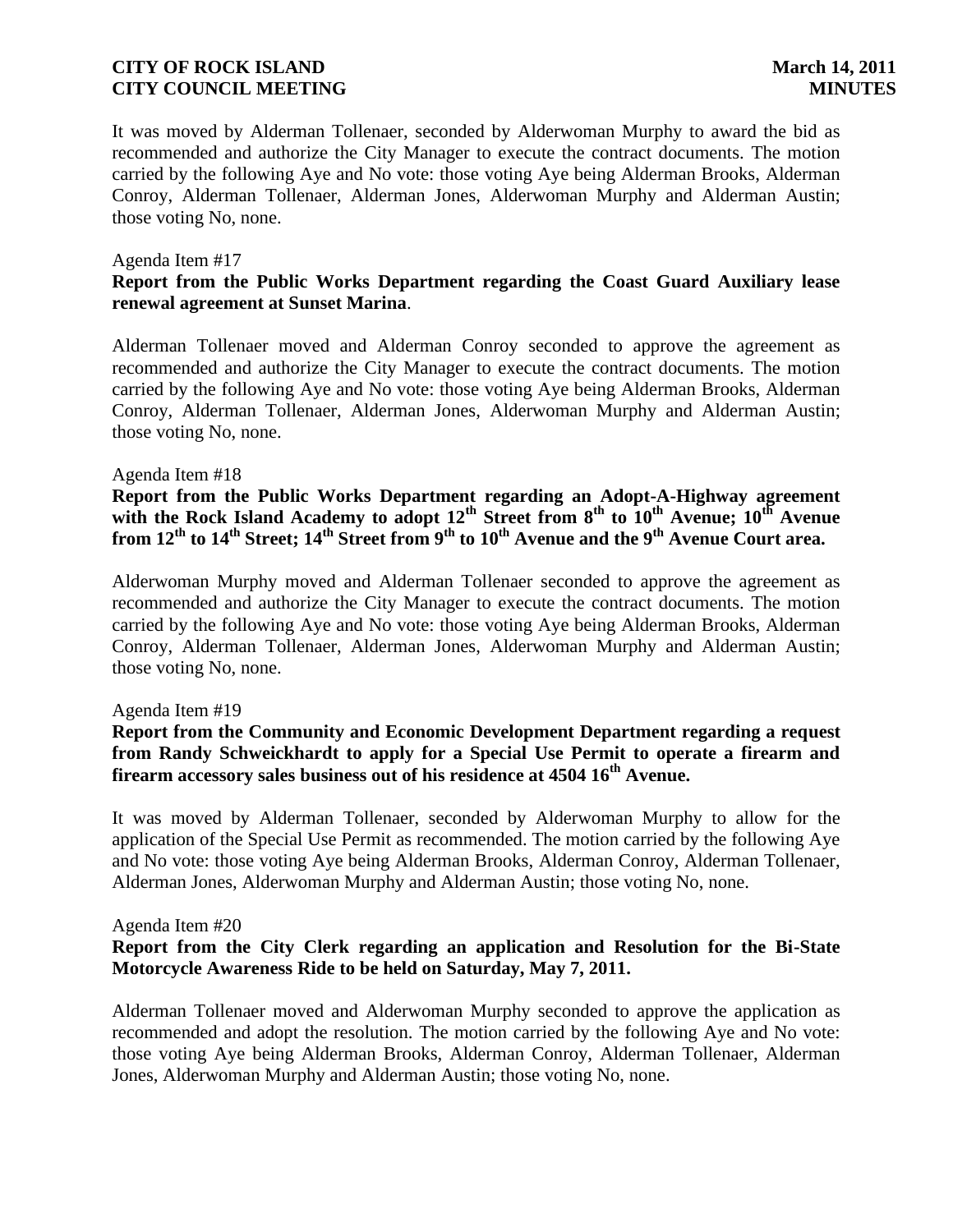It was moved by Alderman Tollenaer, seconded by Alderwoman Murphy to award the bid as recommended and authorize the City Manager to execute the contract documents. The motion carried by the following Aye and No vote: those voting Aye being Alderman Brooks, Alderman Conroy, Alderman Tollenaer, Alderman Jones, Alderwoman Murphy and Alderman Austin; those voting No, none.

Agenda Item #17

**Report from the Public Works Department regarding the Coast Guard Auxiliary lease renewal agreement at Sunset Marina**.

Alderman Tollenaer moved and Alderman Conroy seconded to approve the agreement as recommended and authorize the City Manager to execute the contract documents. The motion carried by the following Aye and No vote: those voting Aye being Alderman Brooks, Alderman Conroy, Alderman Tollenaer, Alderman Jones, Alderwoman Murphy and Alderman Austin; those voting No, none.

Agenda Item #18

**Report from the Public Works Department regarding an Adopt-A-Highway agreement with the Rock Island Academy to adopt 12th Street from 8th to 10th Avenue; 10th Avenue from 12th to 14th Street; 14th Street from 9th to 10th Avenue and the 9th Avenue Court area.**

Alderwoman Murphy moved and Alderman Tollenaer seconded to approve the agreement as recommended and authorize the City Manager to execute the contract documents. The motion carried by the following Aye and No vote: those voting Aye being Alderman Brooks, Alderman Conroy, Alderman Tollenaer, Alderman Jones, Alderwoman Murphy and Alderman Austin; those voting No, none.

Agenda Item #19

**Report from the Community and Economic Development Department regarding a request from Randy Schweickhardt to apply for a Special Use Permit to operate a firearm and firearm accessory sales business out of his residence at 4504 16th Avenue.**

It was moved by Alderman Tollenaer, seconded by Alderwoman Murphy to allow for the application of the Special Use Permit as recommended. The motion carried by the following Aye and No vote: those voting Aye being Alderman Brooks, Alderman Conroy, Alderman Tollenaer, Alderman Jones, Alderwoman Murphy and Alderman Austin; those voting No, none.

Agenda Item #20

**Report from the City Clerk regarding an application and Resolution for the Bi-State Motorcycle Awareness Ride to be held on Saturday, May 7, 2011.**

Alderman Tollenaer moved and Alderwoman Murphy seconded to approve the application as recommended and adopt the resolution. The motion carried by the following Aye and No vote: those voting Aye being Alderman Brooks, Alderman Conroy, Alderman Tollenaer, Alderman Jones, Alderwoman Murphy and Alderman Austin; those voting No, none.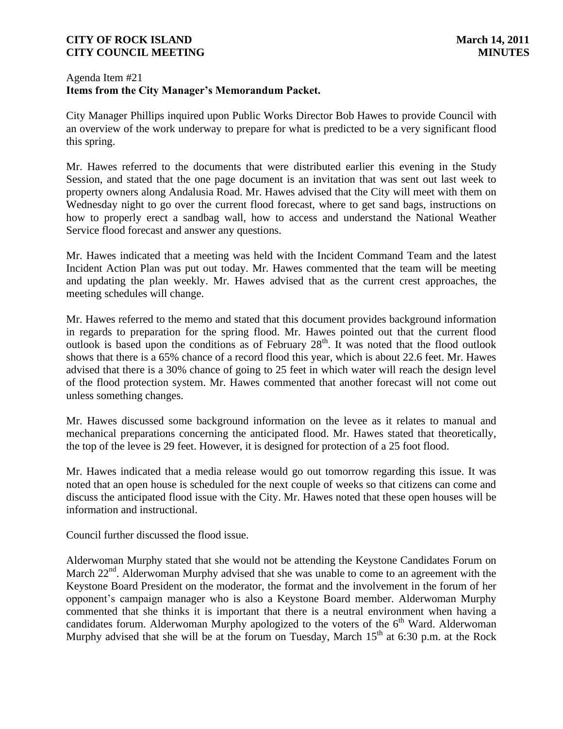Agenda Item #21
**Items from the City Manager's Memorandum Packet.**

City Manager Phillips inquired upon Public Works Director Bob Hawes to provide Council with an overview of the work underway to prepare for what is predicted to be a very significant flood this spring.

Mr. Hawes referred to the documents that were distributed earlier this evening in the Study Session, and stated that the one page document is an invitation that was sent out last week to property owners along Andalusia Road. Mr. Hawes advised that the City will meet with them on Wednesday night to go over the current flood forecast, where to get sand bags, instructions on how to properly erect a sandbag wall, how to access and understand the National Weather Service flood forecast and answer any questions.

Mr. Hawes indicated that a meeting was held with the Incident Command Team and the latest Incident Action Plan was put out today. Mr. Hawes commented that the team will be meeting and updating the plan weekly. Mr. Hawes advised that as the current crest approaches, the meeting schedules will change.

Mr. Hawes referred to the memo and stated that this document provides background information in regards to preparation for the spring flood. Mr. Hawes pointed out that the current flood outlook is based upon the conditions as of February 28th. It was noted that the flood outlook shows that there is a 65% chance of a record flood this year, which is about 22.6 feet. Mr. Hawes advised that there is a 30% chance of going to 25 feet in which water will reach the design level of the flood protection system. Mr. Hawes commented that another forecast will not come out unless something changes.

Mr. Hawes discussed some background information on the levee as it relates to manual and mechanical preparations concerning the anticipated flood. Mr. Hawes stated that theoretically, the top of the levee is 29 feet. However, it is designed for protection of a 25 foot flood.

Mr. Hawes indicated that a media release would go out tomorrow regarding this issue. It was noted that an open house is scheduled for the next couple of weeks so that citizens can come and discuss the anticipated flood issue with the City. Mr. Hawes noted that these open houses will be information and instructional.

Council further discussed the flood issue.

Alderwoman Murphy stated that she would not be attending the Keystone Candidates Forum on March 22nd. Alderwoman Murphy advised that she was unable to come to an agreement with the Keystone Board President on the moderator, the format and the involvement in the forum of her opponent's campaign manager who is also a Keystone Board member. Alderwoman Murphy commented that she thinks it is important that there is a neutral environment when having a candidates forum. Alderwoman Murphy apologized to the voters of the 6th Ward. Alderwoman Murphy advised that she will be at the forum on Tuesday, March 15th at 6:30 p.m. at the Rock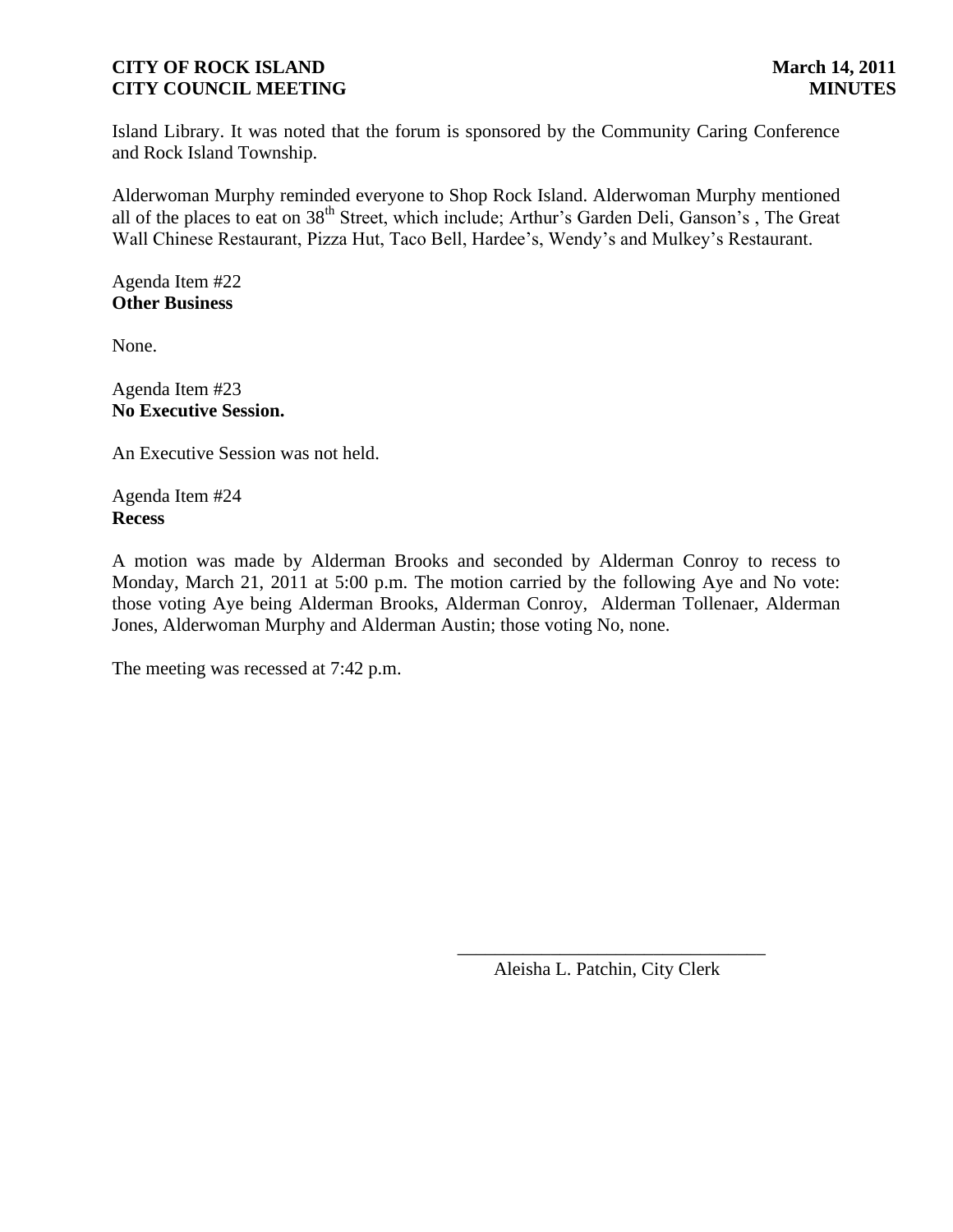Island Library. It was noted that the forum is sponsored by the Community Caring Conference and Rock Island Township.

Alderwoman Murphy reminded everyone to Shop Rock Island. Alderwoman Murphy mentioned all of the places to eat on 38th Street, which include; Arthur's Garden Deli, Ganson's , The Great Wall Chinese Restaurant, Pizza Hut, Taco Bell, Hardee's, Wendy's and Mulkey's Restaurant.

Agenda Item #22
**Other Business**

None.

Agenda Item #23
**No Executive Session.**

An Executive Session was not held.

Agenda Item #24
**Recess**

A motion was made by Alderman Brooks and seconded by Alderman Conroy to recess to Monday, March 21, 2011 at 5:00 p.m. The motion carried by the following Aye and No vote: those voting Aye being Alderman Brooks, Alderman Conroy, Alderman Tollenaer, Alderman Jones, Alderwoman Murphy and Alderman Austin; those voting No, none.

The meeting was recessed at 7:42 p.m.

\_\_\_\_\_\_\_\_\_\_\_\_\_\_\_\_\_\_\_\_\_\_\_\_\_\_\_\_\_\_\_\_\_\_

Aleisha L. Patchin, City Clerk